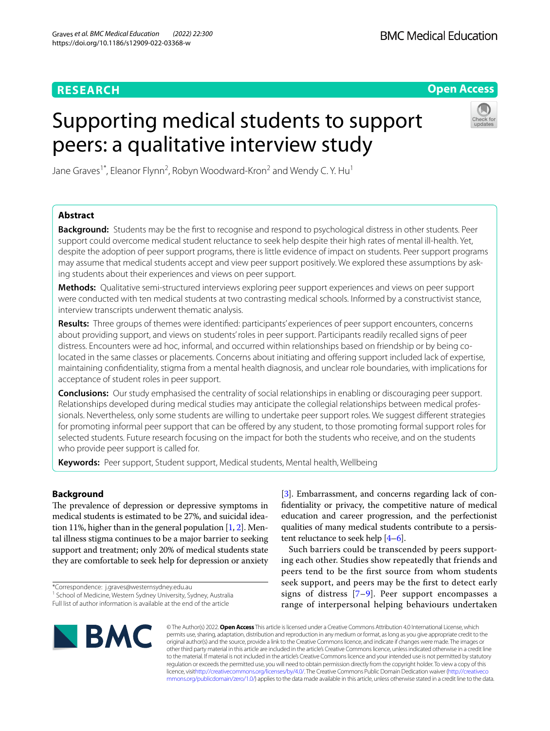RESEARCH

Open Access

# Supporting medical students to support peers: a qualitative interview study

Jane Graves[1*], Eleanor Flynn[2], Robyn Woodward-Kron[2] and Wendy C. Y. Hu[1]

## Abstract

**Background:** Students may be the first to recognise and respond to psychological distress in other students. Peer support could overcome medical student reluctance to seek help despite their high rates of mental ill-health. Yet, despite the adoption of peer support programs, there is little evidence of impact on students. Peer support programs may assume that medical students accept and view peer support positively. We explored these assumptions by asking students about their experiences and views on peer support.

**Methods:** Qualitative semi-structured interviews exploring peer support experiences and views on peer support were conducted with ten medical students at two contrasting medical schools. Informed by a constructivist stance, interview transcripts underwent thematic analysis.

**Results:** Three groups of themes were identified: participants' experiences of peer support encounters, concerns about providing support, and views on students' roles in peer support. Participants readily recalled signs of peer distress. Encounters were ad hoc, informal, and occurred within relationships based on friendship or by being co-located in the same classes or placements. Concerns about initiating and offering support included lack of expertise, maintaining confidentiality, stigma from a mental health diagnosis, and unclear role boundaries, with implications for acceptance of student roles in peer support.

**Conclusions:** Our study emphasised the centrality of social relationships in enabling or discouraging peer support. Relationships developed during medical studies may anticipate the collegial relationships between medical professionals. Nevertheless, only some students are willing to undertake peer support roles. We suggest different strategies for promoting informal peer support that can be offered by any student, to those promoting formal support roles for selected students. Future research focusing on the impact for both the students who receive, and on the students who provide peer support is called for.

**Keywords:** Peer support, Student support, Medical students, Mental health, Wellbeing

## Background

The prevalence of depression or depressive symptoms in medical students is estimated to be 27%, and suicidal ideation 11%, higher than in the general population [1, 2]. Mental illness stigma continues to be a major barrier to seeking support and treatment; only 20% of medical students state they are comfortable to seek help for depression or anxiety [3]. Embarrassment, and concerns regarding lack of confidentiality or privacy, the competitive nature of medical education and career progression, and the perfectionist qualities of many medical students contribute to a persistent reluctance to seek help [4–6].

Such barriers could be transcended by peers supporting each other. Studies show repeatedly that friends and peers tend to be the first source from whom students seek support, and peers may be the first to detect early signs of distress [7–9]. Peer support encompasses a range of interpersonal helping behaviours undertaken

*Correspondence: j.graves@westernsydney.edu.au
[1] School of Medicine, Western Sydney University, Sydney, Australia
Full list of author information is available at the end of the article

© The Author(s) 2022. **Open Access** This article is licensed under a Creative Commons Attribution 4.0 International License, which permits use, sharing, adaptation, distribution and reproduction in any medium or format, as long as you give appropriate credit to the original author(s) and the source, provide a link to the Creative Commons licence, and indicate if changes were made. The images or other third party material in this article are included in the article's Creative Commons licence, unless indicated otherwise in a credit line to the material. If material is not included in the article's Creative Commons licence and your intended use is not permitted by statutory regulation or exceeds the permitted use, you will need to obtain permission directly from the copyright holder. To view a copy of this licence, visit http://creativecommons.org/licenses/by/4.0/. The Creative Commons Public Domain Dedication waiver (http://creativecommons.org/publicdomain/zero/1.0/) applies to the data made available in this article, unless otherwise stated in a credit line to the data.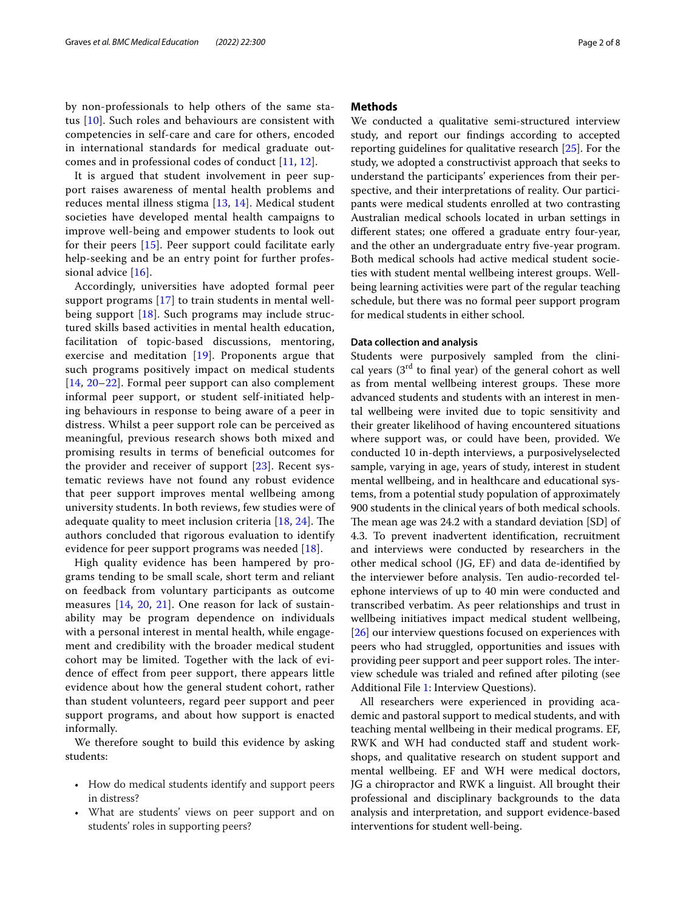by non-professionals to help others of the same status [10]. Such roles and behaviours are consistent with competencies in self-care and care for others, encoded in international standards for medical graduate outcomes and in professional codes of conduct [11, 12].

It is argued that student involvement in peer support raises awareness of mental health problems and reduces mental illness stigma [13, 14]. Medical student societies have developed mental health campaigns to improve well-being and empower students to look out for their peers [15]. Peer support could facilitate early help-seeking and be an entry point for further professional advice [16].

Accordingly, universities have adopted formal peer support programs [17] to train students in mental wellbeing support [18]. Such programs may include structured skills based activities in mental health education, facilitation of topic-based discussions, mentoring, exercise and meditation [19]. Proponents argue that such programs positively impact on medical students [14, 20–22]. Formal peer support can also complement informal peer support, or student self-initiated helping behaviours in response to being aware of a peer in distress. Whilst a peer support role can be perceived as meaningful, previous research shows both mixed and promising results in terms of beneficial outcomes for the provider and receiver of support [23]. Recent systematic reviews have not found any robust evidence that peer support improves mental wellbeing among university students. In both reviews, few studies were of adequate quality to meet inclusion criteria [18, 24]. The authors concluded that rigorous evaluation to identify evidence for peer support programs was needed [18].

High quality evidence has been hampered by programs tending to be small scale, short term and reliant on feedback from voluntary participants as outcome measures [14, 20, 21]. One reason for lack of sustainability may be program dependence on individuals with a personal interest in mental health, while engagement and credibility with the broader medical student cohort may be limited. Together with the lack of evidence of effect from peer support, there appears little evidence about how the general student cohort, rather than student volunteers, regard peer support and peer support programs, and about how support is enacted informally.

We therefore sought to build this evidence by asking students:

- How do medical students identify and support peers in distress?
- What are students' views on peer support and on students' roles in supporting peers?

## Methods

We conducted a qualitative semi-structured interview study, and report our findings according to accepted reporting guidelines for qualitative research [25]. For the study, we adopted a constructivist approach that seeks to understand the participants' experiences from their perspective, and their interpretations of reality. Our participants were medical students enrolled at two contrasting Australian medical schools located in urban settings in different states; one offered a graduate entry four-year, and the other an undergraduate entry five-year program. Both medical schools had active medical student societies with student mental wellbeing interest groups. Wellbeing learning activities were part of the regular teaching schedule, but there was no formal peer support program for medical students in either school.

### Data collection and analysis

Students were purposively sampled from the clinical years (3rd to final year) of the general cohort as well as from mental wellbeing interest groups. These more advanced students and students with an interest in mental wellbeing were invited due to topic sensitivity and their greater likelihood of having encountered situations where support was, or could have been, provided. We conducted 10 in-depth interviews, a purposivelyselected sample, varying in age, years of study, interest in student mental wellbeing, and in healthcare and educational systems, from a potential study population of approximately 900 students in the clinical years of both medical schools. The mean age was 24.2 with a standard deviation [SD] of 4.3. To prevent inadvertent identification, recruitment and interviews were conducted by researchers in the other medical school (JG, EF) and data de-identified by the interviewer before analysis. Ten audio-recorded telephone interviews of up to 40 min were conducted and transcribed verbatim. As peer relationships and trust in wellbeing initiatives impact medical student wellbeing, [26] our interview questions focused on experiences with peers who had struggled, opportunities and issues with providing peer support and peer support roles. The interview schedule was trialed and refined after piloting (see Additional File 1: Interview Questions).

All researchers were experienced in providing academic and pastoral support to medical students, and with teaching mental wellbeing in their medical programs. EF, RWK and WH had conducted staff and student workshops, and qualitative research on student support and mental wellbeing. EF and WH were medical doctors, JG a chiropractor and RWK a linguist. All brought their professional and disciplinary backgrounds to the data analysis and interpretation, and support evidence-based interventions for student well-being.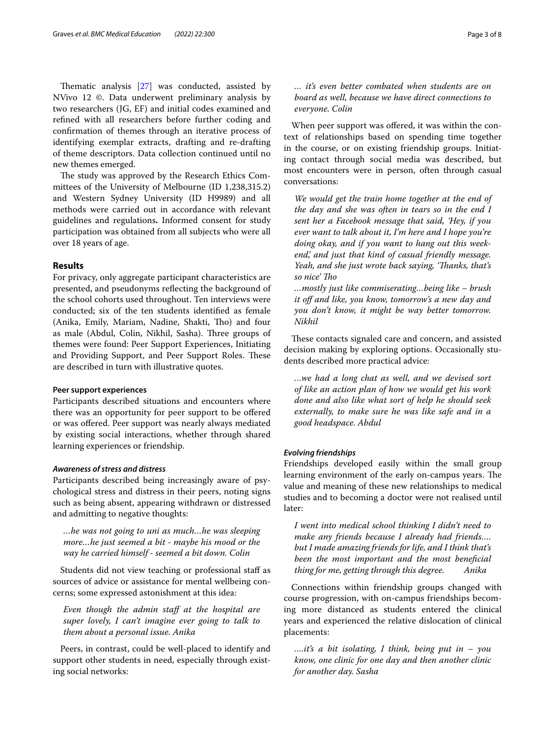Thematic analysis [27] was conducted, assisted by NVivo 12 ©. Data underwent preliminary analysis by two researchers (JG, EF) and initial codes examined and refined with all researchers before further coding and confirmation of themes through an iterative process of identifying exemplar extracts, drafting and re-drafting of theme descriptors. Data collection continued until no new themes emerged.

The study was approved by the Research Ethics Committees of the University of Melbourne (ID 1,238,315.2) and Western Sydney University (ID H9989) and all methods were carried out in accordance with relevant guidelines and regulations. Informed consent for study participation was obtained from all subjects who were all over 18 years of age.

## Results

For privacy, only aggregate participant characteristics are presented, and pseudonyms reflecting the background of the school cohorts used throughout. Ten interviews were conducted; six of the ten students identified as female (Anika, Emily, Mariam, Nadine, Shakti, Tho) and four as male (Abdul, Colin, Nikhil, Sasha). Three groups of themes were found: Peer Support Experiences, Initiating and Providing Support, and Peer Support Roles. These are described in turn with illustrative quotes.

### Peer support experiences

Participants described situations and encounters where there was an opportunity for peer support to be offered or was offered. Peer support was nearly always mediated by existing social interactions, whether through shared learning experiences or friendship.

#### *Awareness of stress and distress*

Participants described being increasingly aware of psychological stress and distress in their peers, noting signs such as being absent, appearing withdrawn or distressed and admitting to negative thoughts:

> *...he was not going to uni as much...he was sleeping more...he just seemed a bit - maybe his mood or the way he carried himself - seemed a bit down. Colin*

Students did not view teaching or professional staff as sources of advice or assistance for mental wellbeing concerns; some expressed astonishment at this idea:

> *Even though the admin staff at the hospital are super lovely, I can't imagine ever going to talk to them about a personal issue. Anika*

Peers, in contrast, could be well-placed to identify and support other students in need, especially through existing social networks:

> *... it's even better combated when students are on board as well, because we have direct connections to everyone. Colin*

When peer support was offered, it was within the context of relationships based on spending time together in the course, or on existing friendship groups. Initiating contact through social media was described, but most encounters were in person, often through casual conversations:

> *We would get the train home together at the end of the day and she was often in tears so in the end I sent her a Facebook message that said, 'Hey, if you ever want to talk about it, I'm here and I hope you're doing okay, and if you want to hang out this weekend,' and just that kind of casual friendly message. Yeah, and she just wrote back saying, 'Thanks, that's so nice' Tho*
>
> *...mostly just like commiserating...being like – brush it off and like, you know, tomorrow's a new day and you don't know, it might be way better tomorrow. Nikhil*

These contacts signaled care and concern, and assisted decision making by exploring options. Occasionally students described more practical advice:

> *...we had a long chat as well, and we devised sort of like an action plan of how we would get his work done and also like what sort of help he should seek externally, to make sure he was like safe and in a good headspace. Abdul*

#### *Evolving friendships*

Friendships developed easily within the small group learning environment of the early on-campus years. The value and meaning of these new relationships to medical studies and to becoming a doctor were not realised until later:

> *I went into medical school thinking I didn't need to make any friends because I already had friends.... but I made amazing friends for life, and I think that's been the most important and the most beneficial thing for me, getting through this degree. Anika*

Connections within friendship groups changed with course progression, with on-campus friendships becoming more distanced as students entered the clinical years and experienced the relative dislocation of clinical placements:

> *....it's a bit isolating, I think, being put in – you know, one clinic for one day and then another clinic for another day. Sasha*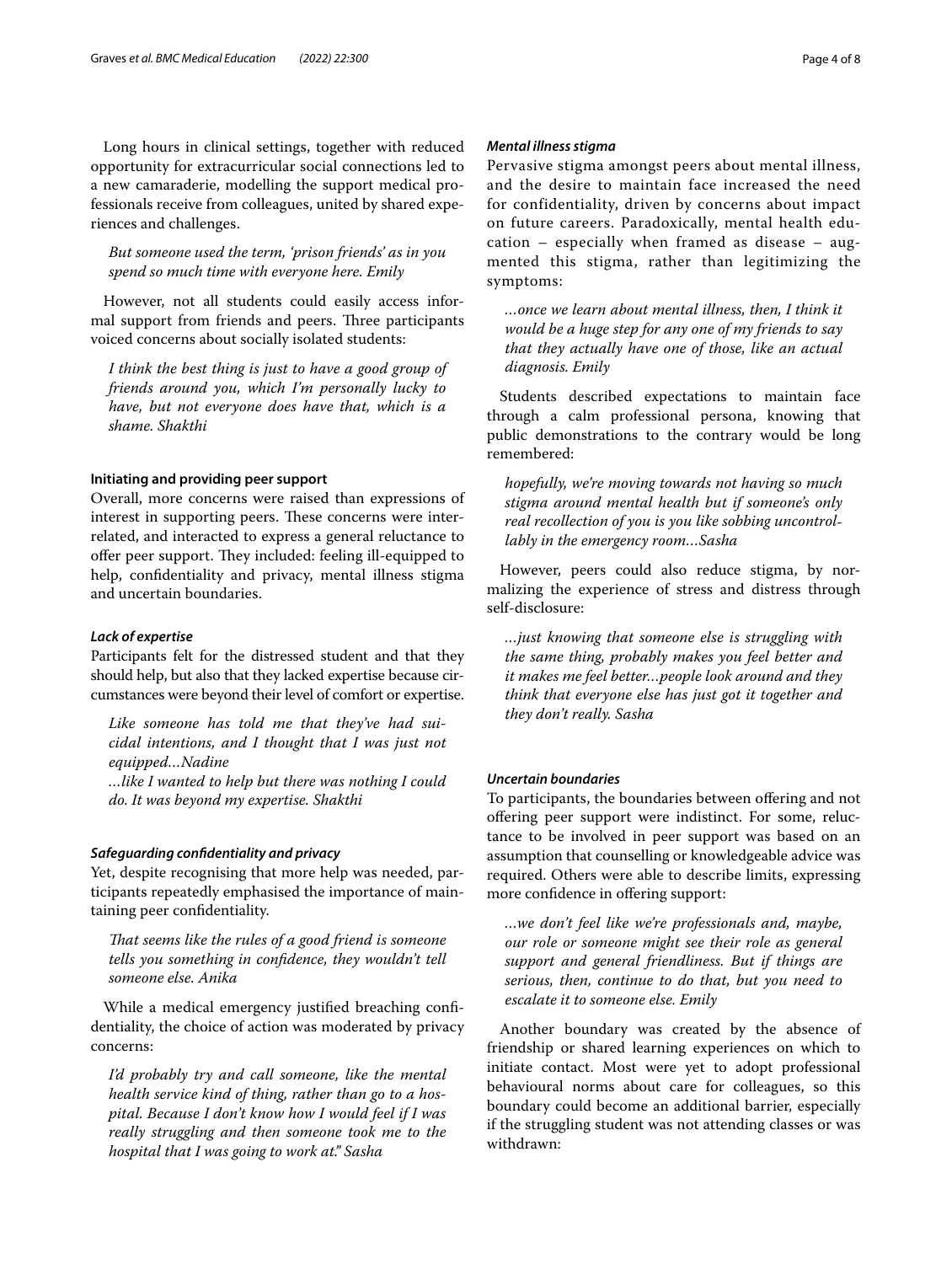Long hours in clinical settings, together with reduced opportunity for extracurricular social connections led to a new camaraderie, modelling the support medical professionals receive from colleagues, united by shared experiences and challenges.

> *But someone used the term, 'prison friends' as in you spend so much time with everyone here. Emily*

However, not all students could easily access informal support from friends and peers. Three participants voiced concerns about socially isolated students:

> *I think the best thing is just to have a good group of friends around you, which I'm personally lucky to have, but not everyone does have that, which is a shame. Shakthi*

### Initiating and providing peer support

Overall, more concerns were raised than expressions of interest in supporting peers. These concerns were interrelated, and interacted to express a general reluctance to offer peer support. They included: feeling ill-equipped to help, confidentiality and privacy, mental illness stigma and uncertain boundaries.

#### *Lack of expertise*

Participants felt for the distressed student and that they should help, but also that they lacked expertise because circumstances were beyond their level of comfort or expertise.

> *Like someone has told me that they've had suicidal intentions, and I thought that I was just not equipped…Nadine*
>
> *…like I wanted to help but there was nothing I could do. It was beyond my expertise. Shakthi*

#### *Safeguarding confidentiality and privacy*

Yet, despite recognising that more help was needed, participants repeatedly emphasised the importance of maintaining peer confidentiality.

> *That seems like the rules of a good friend is someone tells you something in confidence, they wouldn't tell someone else. Anika*

While a medical emergency justified breaching confidentiality, the choice of action was moderated by privacy concerns:

> *I'd probably try and call someone, like the mental health service kind of thing, rather than go to a hospital. Because I don't know how I would feel if I was really struggling and then someone took me to the hospital that I was going to work at." Sasha*

#### *Mental illness stigma*

Pervasive stigma amongst peers about mental illness, and the desire to maintain face increased the need for confidentiality, driven by concerns about impact on future careers. Paradoxically, mental health education – especially when framed as disease – augmented this stigma, rather than legitimizing the symptoms:

> *…once we learn about mental illness, then, I think it would be a huge step for any one of my friends to say that they actually have one of those, like an actual diagnosis. Emily*

Students described expectations to maintain face through a calm professional persona, knowing that public demonstrations to the contrary would be long remembered:

> *hopefully, we're moving towards not having so much stigma around mental health but if someone's only real recollection of you is you like sobbing uncontrollably in the emergency room…Sasha*

However, peers could also reduce stigma, by normalizing the experience of stress and distress through self-disclosure:

> *…just knowing that someone else is struggling with the same thing, probably makes you feel better and it makes me feel better…people look around and they think that everyone else has just got it together and they don't really. Sasha*

#### *Uncertain boundaries*

To participants, the boundaries between offering and not offering peer support were indistinct. For some, reluctance to be involved in peer support was based on an assumption that counselling or knowledgeable advice was required. Others were able to describe limits, expressing more confidence in offering support:

> *…we don't feel like we're professionals and, maybe, our role or someone might see their role as general support and general friendliness. But if things are serious, then, continue to do that, but you need to escalate it to someone else. Emily*

Another boundary was created by the absence of friendship or shared learning experiences on which to initiate contact. Most were yet to adopt professional behavioural norms about care for colleagues, so this boundary could become an additional barrier, especially if the struggling student was not attending classes or was withdrawn: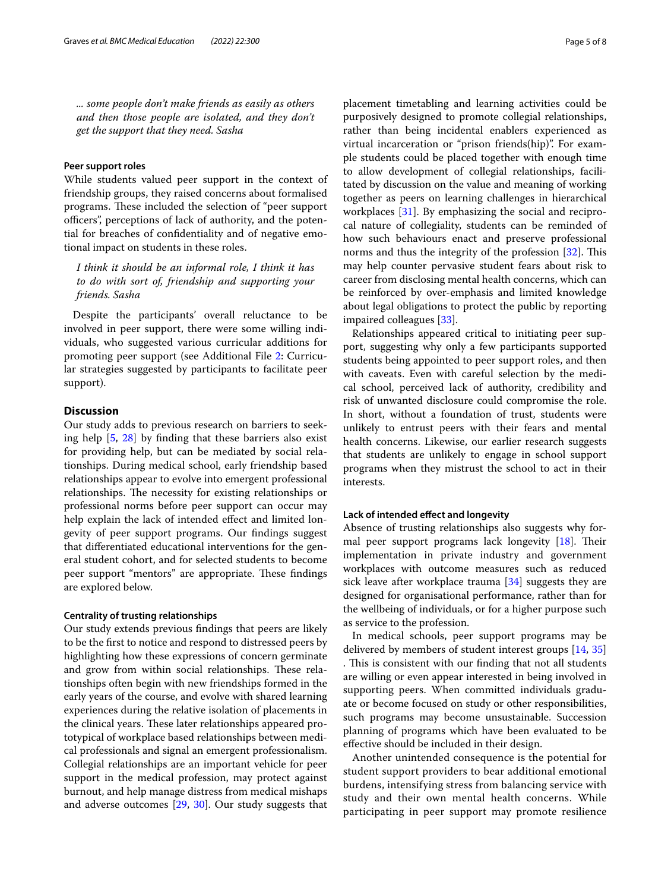*... some people don't make friends as easily as others and then those people are isolated, and they don't get the support that they need. Sasha*

### Peer support roles

While students valued peer support in the context of friendship groups, they raised concerns about formalised programs. These included the selection of "peer support officers", perceptions of lack of authority, and the potential for breaches of confidentiality and of negative emotional impact on students in these roles.

*I think it should be an informal role, I think it has to do with sort of, friendship and supporting your friends. Sasha*

Despite the participants' overall reluctance to be involved in peer support, there were some willing individuals, who suggested various curricular additions for promoting peer support (see Additional File 2: Curricular strategies suggested by participants to facilitate peer support).

## Discussion

Our study adds to previous research on barriers to seeking help [5, 28] by finding that these barriers also exist for providing help, but can be mediated by social relationships. During medical school, early friendship based relationships appear to evolve into emergent professional relationships. The necessity for existing relationships or professional norms before peer support can occur may help explain the lack of intended effect and limited longevity of peer support programs. Our findings suggest that differentiated educational interventions for the general student cohort, and for selected students to become peer support "mentors" are appropriate. These findings are explored below.

### Centrality of trusting relationships

Our study extends previous findings that peers are likely to be the first to notice and respond to distressed peers by highlighting how these expressions of concern germinate and grow from within social relationships. These relationships often begin with new friendships formed in the early years of the course, and evolve with shared learning experiences during the relative isolation of placements in the clinical years. These later relationships appeared prototypical of workplace based relationships between medical professionals and signal an emergent professionalism. Collegial relationships are an important vehicle for peer support in the medical profession, may protect against burnout, and help manage distress from medical mishaps and adverse outcomes [29, 30]. Our study suggests that placement timetabling and learning activities could be purposively designed to promote collegial relationships, rather than being incidental enablers experienced as virtual incarceration or "prison friends(hip)". For example students could be placed together with enough time to allow development of collegial relationships, facilitated by discussion on the value and meaning of working together as peers on learning challenges in hierarchical workplaces [31]. By emphasizing the social and reciprocal nature of collegiality, students can be reminded of how such behaviours enact and preserve professional norms and thus the integrity of the profession [32]. This may help counter pervasive student fears about risk to career from disclosing mental health concerns, which can be reinforced by over-emphasis and limited knowledge about legal obligations to protect the public by reporting impaired colleagues [33].

Relationships appeared critical to initiating peer support, suggesting why only a few participants supported students being appointed to peer support roles, and then with caveats. Even with careful selection by the medical school, perceived lack of authority, credibility and risk of unwanted disclosure could compromise the role. In short, without a foundation of trust, students were unlikely to entrust peers with their fears and mental health concerns. Likewise, our earlier research suggests that students are unlikely to engage in school support programs when they mistrust the school to act in their interests.

### Lack of intended effect and longevity

Absence of trusting relationships also suggests why formal peer support programs lack longevity [18]. Their implementation in private industry and government workplaces with outcome measures such as reduced sick leave after workplace trauma [34] suggests they are designed for organisational performance, rather than for the wellbeing of individuals, or for a higher purpose such as service to the profession.

In medical schools, peer support programs may be delivered by members of student interest groups [14, 35] . This is consistent with our finding that not all students are willing or even appear interested in being involved in supporting peers. When committed individuals graduate or become focused on study or other responsibilities, such programs may become unsustainable. Succession planning of programs which have been evaluated to be effective should be included in their design.

Another unintended consequence is the potential for student support providers to bear additional emotional burdens, intensifying stress from balancing service with study and their own mental health concerns. While participating in peer support may promote resilience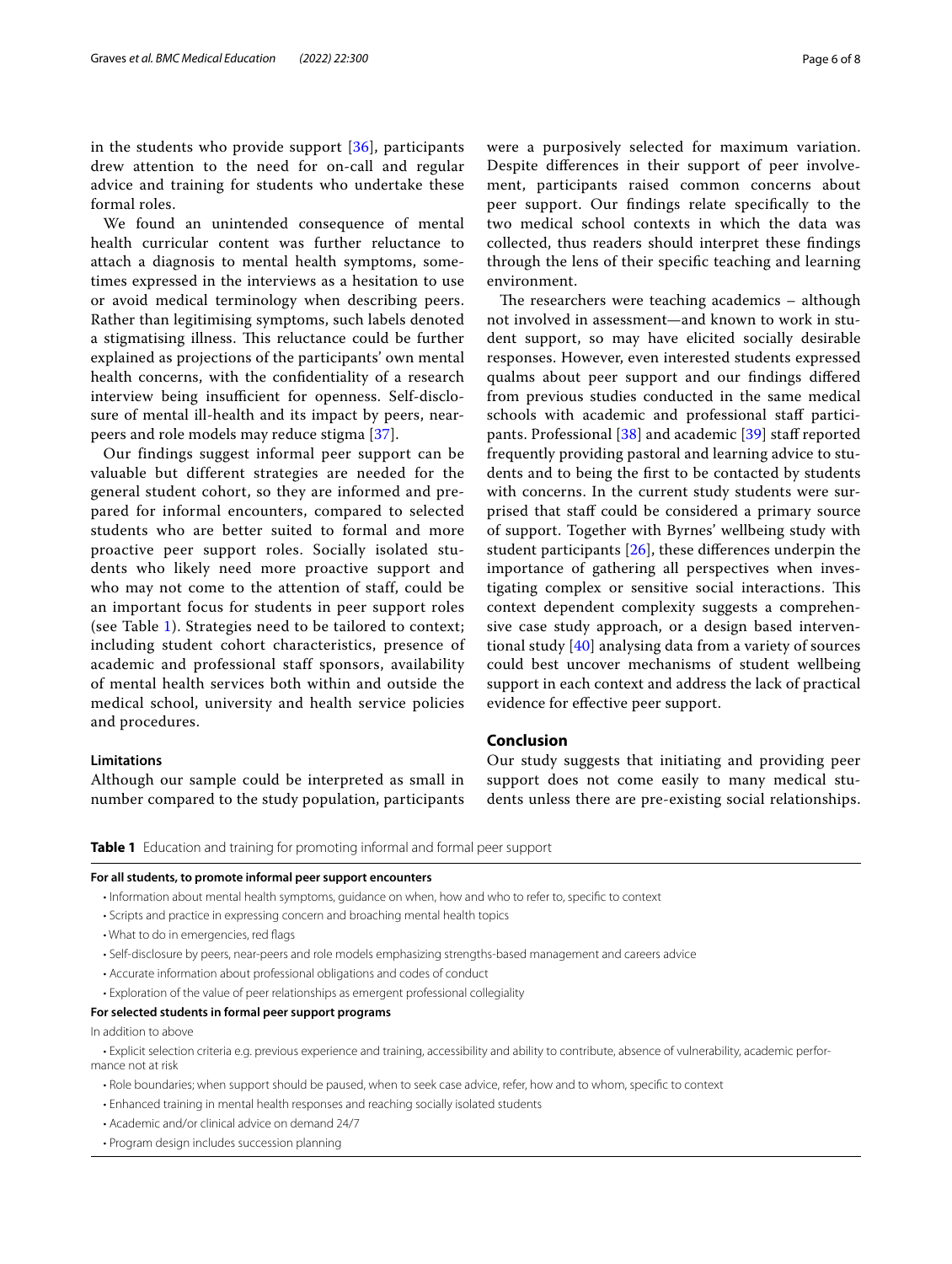in the students who provide support [36], participants drew attention to the need for on-call and regular advice and training for students who undertake these formal roles.

We found an unintended consequence of mental health curricular content was further reluctance to attach a diagnosis to mental health symptoms, sometimes expressed in the interviews as a hesitation to use or avoid medical terminology when describing peers. Rather than legitimising symptoms, such labels denoted a stigmatising illness. This reluctance could be further explained as projections of the participants' own mental health concerns, with the confidentiality of a research interview being insufficient for openness. Self-disclosure of mental ill-health and its impact by peers, near-peers and role models may reduce stigma [37].

Our findings suggest informal peer support can be valuable but different strategies are needed for the general student cohort, so they are informed and prepared for informal encounters, compared to selected students who are better suited to formal and more proactive peer support roles. Socially isolated students who likely need more proactive support and who may not come to the attention of staff, could be an important focus for students in peer support roles (see Table 1). Strategies need to be tailored to context; including student cohort characteristics, presence of academic and professional staff sponsors, availability of mental health services both within and outside the medical school, university and health service policies and procedures.

### Limitations

Although our sample could be interpreted as small in number compared to the study population, participants were a purposively selected for maximum variation. Despite differences in their support of peer involvement, participants raised common concerns about peer support. Our findings relate specifically to the two medical school contexts in which the data was collected, thus readers should interpret these findings through the lens of their specific teaching and learning environment.

The researchers were teaching academics – although not involved in assessment—and known to work in student support, so may have elicited socially desirable responses. However, even interested students expressed qualms about peer support and our findings differed from previous studies conducted in the same medical schools with academic and professional staff participants. Professional [38] and academic [39] staff reported frequently providing pastoral and learning advice to students and to being the first to be contacted by students with concerns. In the current study students were surprised that staff could be considered a primary source of support. Together with Byrnes' wellbeing study with student participants [26], these differences underpin the importance of gathering all perspectives when investigating complex or sensitive social interactions. This context dependent complexity suggests a comprehensive case study approach, or a design based interventional study [40] analysing data from a variety of sources could best uncover mechanisms of student wellbeing support in each context and address the lack of practical evidence for effective peer support.

## Conclusion

Our study suggests that initiating and providing peer support does not come easily to many medical students unless there are pre-existing social relationships.

**Table 1** Education and training for promoting informal and formal peer support

| |
|---|
| **For all students, to promote informal peer support encounters** |
| • Information about mental health symptoms, guidance on when, how and who to refer to, specific to context |
| • Scripts and practice in expressing concern and broaching mental health topics |
| • What to do in emergencies, red flags |
| • Self-disclosure by peers, near-peers and role models emphasizing strengths-based management and careers advice |
| • Accurate information about professional obligations and codes of conduct |
| • Exploration of the value of peer relationships as emergent professional collegiality |
| **For selected students in formal peer support programs** |
| In addition to above |
| • Explicit selection criteria e.g. previous experience and training, accessibility and ability to contribute, absence of vulnerability, academic performance not at risk |
| • Role boundaries; when support should be paused, when to seek case advice, refer, how and to whom, specific to context |
| • Enhanced training in mental health responses and reaching socially isolated students |
| • Academic and/or clinical advice on demand 24/7 |
| • Program design includes succession planning |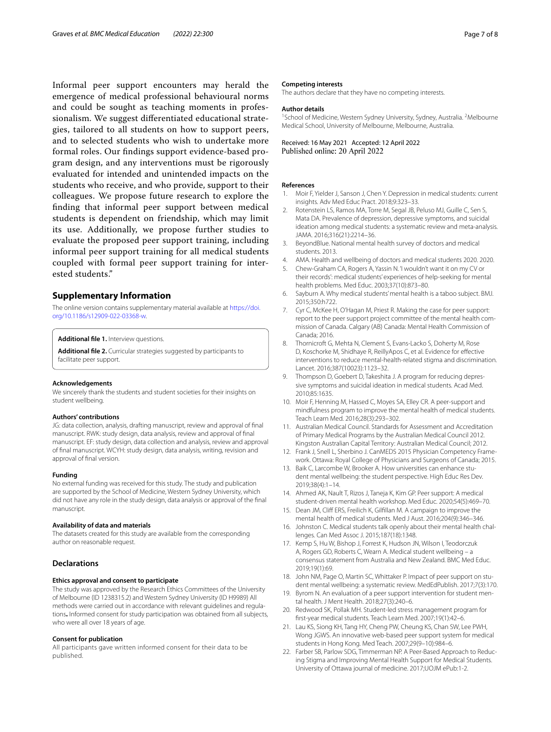Informal peer support encounters may herald the emergence of medical professional behavioural norms and could be sought as teaching moments in professionalism. We suggest differentiated educational strategies, tailored to all students on how to support peers, and to selected students who wish to undertake more formal roles. Our findings support evidence-based program design, and any interventions must be rigorously evaluated for intended and unintended impacts on the students who receive, and who provide, support to their colleagues. We propose future research to explore the finding that informal peer support between medical students is dependent on friendship, which may limit its use. Additionally, we propose further studies to evaluate the proposed peer support training, including informal peer support training for all medical students coupled with formal peer support training for interested students."

## Supplementary Information

The online version contains supplementary material available at https://doi.org/10.1186/s12909-022-03368-w.

**Additional file 1.** Interview questions.

**Additional file 2.** Curricular strategies suggested by participants to facilitate peer support.

### Acknowledgements

We sincerely thank the students and student societies for their insights on student wellbeing.

### Authors' contributions

JG: data collection, analysis, drafting manuscript, review and approval of final manuscript. RWK: study design, data analysis, review and approval of final manuscript. EF: study design, data collection and analysis, review and approval of final manuscript. WCYH: study design, data analysis, writing, revision and approval of final version.

### Funding

No external funding was received for this study. The study and publication are supported by the School of Medicine, Western Sydney University, which did not have any role in the study design, data analysis or approval of the final manuscript.

### Availability of data and materials

The datasets created for this study are available from the corresponding author on reasonable request.

## Declarations

### Ethics approval and consent to participate

The study was approved by the Research Ethics Committees of the University of Melbourne (ID 1238315.2) and Western Sydney University (ID H9989) All methods were carried out in accordance with relevant guidelines and regulations**.** Informed consent for study participation was obtained from all subjects, who were all over 18 years of age.

### Consent for publication

All participants gave written informed consent for their data to be published.

### Competing interests

The authors declare that they have no competing interests.

### Author details

[1] School of Medicine, Western Sydney University, Sydney, Australia. [2] Melbourne Medical School, University of Melbourne, Melbourne, Australia.

Received: 16 May 2021 Accepted: 12 April 2022
Published online: 20 April 2022

### References

1. Moir F, Yielder J, Sanson J, Chen Y. Depression in medical students: current insights. Adv Med Educ Pract. 2018;9:323–33.
2. Rotenstein LS, Ramos MA, Torre M, Segal JB, Peluso MJ, Guille C, Sen S, Mata DA. Prevalence of depression, depressive symptoms, and suicidal ideation among medical students: a systematic review and meta-analysis. JAMA. 2016;316(21):2214–36.
3. BeyondBlue. National mental health survey of doctors and medical students. 2013.
4. AMA. Health and wellbeing of doctors and medical students 2020. 2020.
5. Chew-Graham CA, Rogers A, Yassin N. 'I wouldn't want it on my CV or their records': medical students' experiences of help-seeking for mental health problems. Med Educ. 2003;37(10):873–80.
6. Sayburn A. Why medical students' mental health is a taboo subject. BMJ. 2015;350:h722.
7. Cyr C, McKee H, O'Hagan M, Priest R. Making the case for peer support: report to the peer support project committee of the mental health commission of Canada. Calgary (AB) Canada: Mental Health Commission of Canada; 2016.
8. Thornicroft G, Mehta N, Clement S, Evans-Lacko S, Doherty M, Rose D, Koschorke M, Shidhaye R, ReillyApos C, et al. Evidence for effective interventions to reduce mental-health-related stigma and discrimination. Lancet. 2016;387(10023):1123–32.
9. Thompson D, Goebert D, Takeshita J. A program for reducing depressive symptoms and suicidal ideation in medical students. Acad Med. 2010;85:1635.
10. Moir F, Henning M, Hassed C, Moyes SA, Elley CR. A peer-support and mindfulness program to improve the mental health of medical students. Teach Learn Med. 2016;28(3):293–302.
11. Australian Medical Council. Standards for Assessment and Accreditation of Primary Medical Programs by the Australian Medical Council 2012. Kingston Australian Capital Territory: Australian Medical Council; 2012.
12. Frank J, Snell L, Sherbino J. CanMEDS 2015 Physician Competency Framework. Ottawa: Royal College of Physicians and Surgeons of Canada; 2015.
13. Baik C, Larcombe W, Brooker A. How universities can enhance student mental wellbeing: the student perspective. High Educ Res Dev. 2019;38(4):1–14.
14. Ahmed AK, Nault T, Rizos J, Taneja K, Kim GP. Peer support: A medical student-driven mental health workshop. Med Educ. 2020;54(5):469–70.
15. Dean JM, Cliff ERS, Freilich K, Gilfillan M. A campaign to improve the mental health of medical students. Med J Aust. 2016;204(9):346–346.
16. Johnston C. Medical students talk openly about their mental health challenges. Can Med Assoc J. 2015;187(18):1348.
17. Kemp S, Hu W, Bishop J, Forrest K, Hudson JN, Wilson I, Teodorczuk A, Rogers GD, Roberts C, Wearn A. Medical student wellbeing – a consensus statement from Australia and New Zealand. BMC Med Educ. 2019;19(1):69.
18. John NM, Page O, Martin SC, Whittaker P. Impact of peer support on student mental wellbeing: a systematic review. MedEdPublish. 2017;7(3):170.
19. Byrom N. An evaluation of a peer support intervention for student mental health. J Ment Health. 2018;27(3):240–6.
20. Redwood SK, Pollak MH. Student-led stress management program for first-year medical students. Teach Learn Med. 2007;19(1):42–6.
21. Lau KS, Siong KH, Tang HY, Cheng PW, Cheung KS, Chan SW, Lee PWH, Wong JGWS. An innovative web-based peer support system for medical students in Hong Kong. Med Teach. 2007;29(9–10):984–6.
22. Farber SB, Parlow SDG, Timmerman NP. A Peer-Based Approach to Reducing Stigma and Improving Mental Health Support for Medical Students. University of Ottawa journal of medicine. 2017;UOJM ePub:1-2.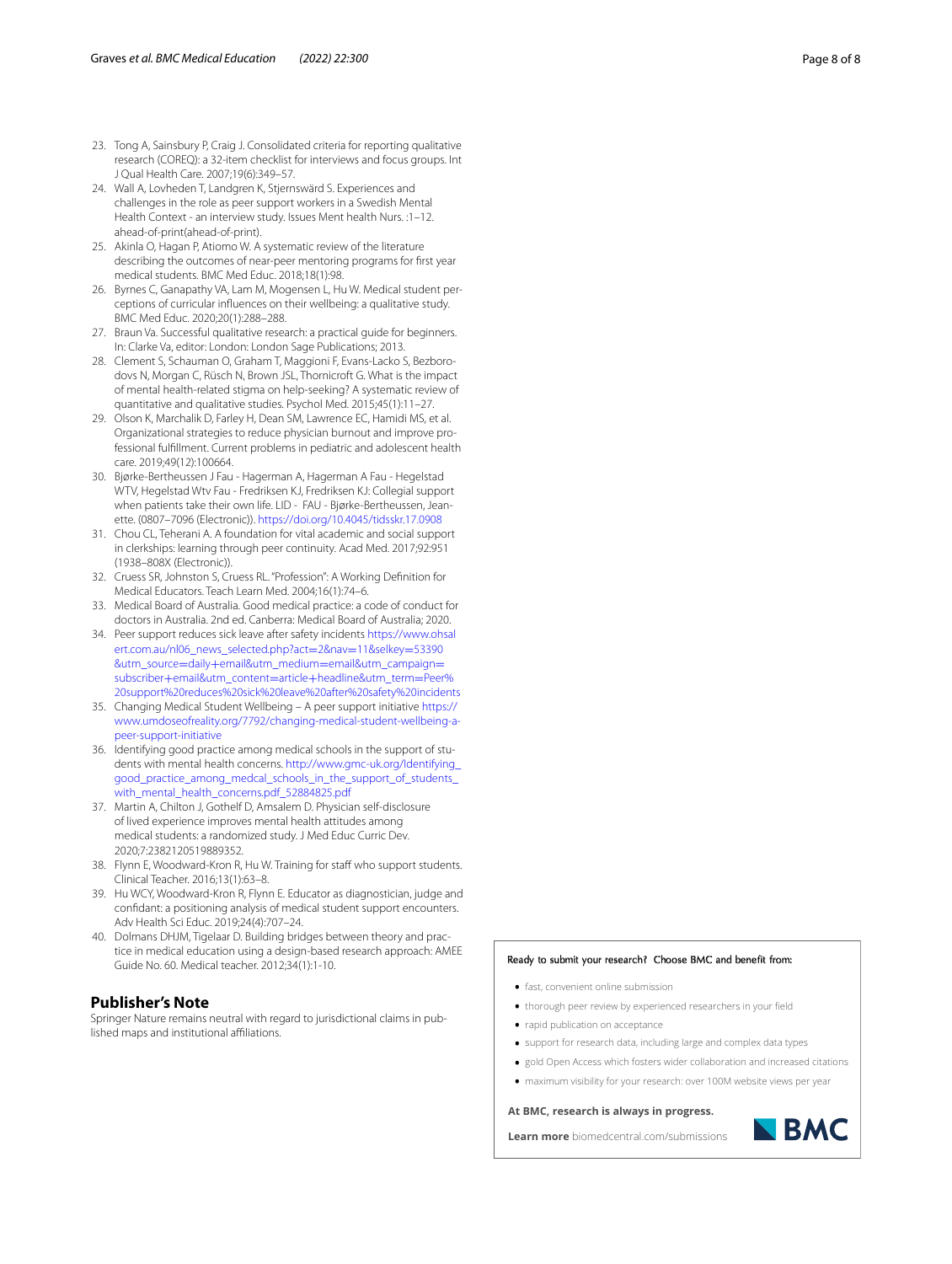23. Tong A, Sainsbury P, Craig J. Consolidated criteria for reporting qualitative research (COREQ): a 32-item checklist for interviews and focus groups. Int J Qual Health Care. 2007;19(6):349–57.
24. Wall A, Lovheden T, Landgren K, Stjernswärd S. Experiences and challenges in the role as peer support workers in a Swedish Mental Health Context - an interview study. Issues Ment health Nurs. :1–12. ahead-of-print(ahead-of-print).
25. Akinla O, Hagan P, Atiomo W. A systematic review of the literature describing the outcomes of near-peer mentoring programs for first year medical students. BMC Med Educ. 2018;18(1):98.
26. Byrnes C, Ganapathy VA, Lam M, Mogensen L, Hu W. Medical student perceptions of curricular influences on their wellbeing: a qualitative study. BMC Med Educ. 2020;20(1):288–288.
27. Braun Va. Successful qualitative research: a practical guide for beginners. In: Clarke Va, editor: London: London Sage Publications; 2013.
28. Clement S, Schauman O, Graham T, Maggioni F, Evans-Lacko S, Bezborodovs N, Morgan C, Rüsch N, Brown JSL, Thornicroft G. What is the impact of mental health-related stigma on help-seeking? A systematic review of quantitative and qualitative studies. Psychol Med. 2015;45(1):11–27.
29. Olson K, Marchalik D, Farley H, Dean SM, Lawrence EC, Hamidi MS, et al. Organizational strategies to reduce physician burnout and improve professional fulfillment. Current problems in pediatric and adolescent health care. 2019;49(12):100664.
30. Bjørke-Bertheussen J Fau - Hagerman A, Hagerman A Fau - Hegelstad WTV, Hegelstad Wtv Fau - Fredriksen KJ, Fredriksen KJ: Collegial support when patients take their own life. LID - FAU - Bjørke-Bertheussen, Jeanette. (0807–7096 (Electronic)). https://doi.org/10.4045/tidsskr.17.0908
31. Chou CL, Teherani A. A foundation for vital academic and social support in clerkships: learning through peer continuity. Acad Med. 2017;92:951 (1938–808X (Electronic)).
32. Cruess SR, Johnston S, Cruess RL. "Profession": A Working Definition for Medical Educators. Teach Learn Med. 2004;16(1):74–6.
33. Medical Board of Australia. Good medical practice: a code of conduct for doctors in Australia. 2nd ed. Canberra: Medical Board of Australia; 2020.
34. Peer support reduces sick leave after safety incidents https://www.ohsalert.com.au/nl06_news_selected.php?act=2&nav=11&selkey=53390&utm_source=daily+email&utm_medium=email&utm_campaign=subscriber+email&utm_content=article+headline&utm_term=Peer%20support%20reduces%20sick%20leave%20after%20safety%20incidents
35. Changing Medical Student Wellbeing – A peer support initiative https://www.umdoseofreality.org/7792/changing-medical-student-wellbeing-a-peer-support-initiative
36. Identifying good practice among medical schools in the support of students with mental health concerns. http://www.gmc-uk.org/Identifying_good_practice_among_medcal_schools_in_the_support_of_students_with_mental_health_concerns.pdf_52884825.pdf
37. Martin A, Chilton J, Gothelf D, Amsalem D. Physician self-disclosure of lived experience improves mental health attitudes among medical students: a randomized study. J Med Educ Curric Dev. 2020;7:2382120519889352.
38. Flynn E, Woodward-Kron R, Hu W. Training for staff who support students. Clinical Teacher. 2016;13(1):63–8.
39. Hu WCY, Woodward-Kron R, Flynn E. Educator as diagnostician, judge and confidant: a positioning analysis of medical student support encounters. Adv Health Sci Educ. 2019;24(4):707–24.
40. Dolmans DHJM, Tigelaar D. Building bridges between theory and practice in medical education using a design-based research approach: AMEE Guide No. 60. Medical teacher. 2012;34(1):1-10.

## Publisher's Note

Springer Nature remains neutral with regard to jurisdictional claims in published maps and institutional affiliations.

Ready to submit your research? Choose BMC and benefit from:

- fast, convenient online submission
- thorough peer review by experienced researchers in your field
- rapid publication on acceptance
- support for research data, including large and complex data types
- gold Open Access which fosters wider collaboration and increased citations
- maximum visibility for your research: over 100M website views per year

**At BMC, research is always in progress.**

**Learn more** biomedcentral.com/submissions

BMC